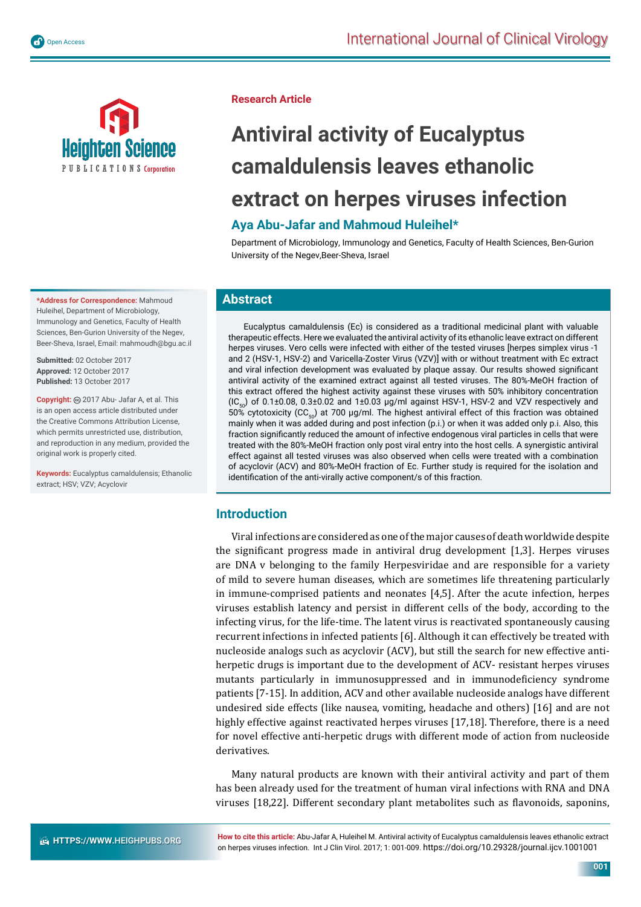Research Article

# Antiviral activity of Eucalyptus camaldulensis leaves ethanolic extract on herpes viruses infection

## Aya Abu-Jafar and Mahmoud Huleihel*

Department of Microbiology, Immunology and Genetics, Faculty of Health Sciences, Ben-Gurion University of the Negev,Beer-Sheva, Israel

**\*Address for Correspondence:** Mahmoud Huleihel, Department of Microbiology, Immunology and Genetics, Faculty of Health Sciences, Ben-Gurion University of the Negev, Beer-Sheva, Israel, Email: mahmoudh@bgu.ac.il

**Submitted:** 02 October 2017
**Approved:** 12 October 2017
**Published:** 13 October 2017

**Copyright:** © 2017 Abu- Jafar A, et al. This is an open access article distributed under the Creative Commons Attribution License, which permits unrestricted use, distribution, and reproduction in any medium, provided the original work is properly cited.

**Keywords:** Eucalyptus camaldulensis; Ethanolic extract; HSV; VZV; Acyclovir

## Abstract

Eucalyptus camaldulensis (Ec) is considered as a traditional medicinal plant with valuable therapeutic effects. Here we evaluated the antiviral activity of its ethanolic leave extract on different herpes viruses. Vero cells were infected with either of the tested viruses [herpes simplex virus -1 and 2 (HSV-1, HSV-2) and Varicella-Zoster Virus (VZV)] with or without treatment with Ec extract and viral infection development was evaluated by plaque assay. Our results showed significant antiviral activity of the examined extract against all tested viruses. The 80%-MeOH fraction of this extract offered the highest activity against these viruses with 50% inhibitory concentration ($IC_{50}$) of 0.1±0.08, 0.3±0.02 and 1±0.03 µg/ml against HSV-1, HSV-2 and VZV respectively and 50% cytotoxicity ($CC_{50}$) at 700 µg/ml. The highest antiviral effect of this fraction was obtained mainly when it was added during and post infection (p.i.) or when it was added only p.i. Also, this fraction significantly reduced the amount of infective endogenous viral particles in cells that were treated with the 80%-MeOH fraction only post viral entry into the host cells. A synergistic antiviral effect against all tested viruses was also observed when cells were treated with a combination of acyclovir (ACV) and 80%-MeOH fraction of Ec. Further study is required for the isolation and identification of the anti-virally active component/s of this fraction.

## Introduction

Viral infections are considered as one of the major causes of death worldwide despite the significant progress made in antiviral drug development [1,3]. Herpes viruses are DNA v belonging to the family Herpesviridae and are responsible for a variety of mild to severe human diseases, which are sometimes life threatening particularly in immune-comprised patients and neonates [4,5]. After the acute infection, herpes viruses establish latency and persist in different cells of the body, according to the infecting virus, for the life-time. The latent virus is reactivated spontaneously causing recurrent infections in infected patients [6]. Although it can effectively be treated with nucleoside analogs such as acyclovir (ACV), but still the search for new effective anti-herpetic drugs is important due to the development of ACV- resistant herpes viruses mutants particularly in immunosuppressed and in immunodeficiency syndrome patients [7-15]. In addition, ACV and other available nucleoside analogs have different undesired side effects (like nausea, vomiting, headache and others) [16] and are not highly effective against reactivated herpes viruses [17,18]. Therefore, there is a need for novel effective anti-herpetic drugs with different mode of action from nucleoside derivatives.

Many natural products are known with their antiviral activity and part of them has been already used for the treatment of human viral infections with RNA and DNA viruses [18,22]. Different secondary plant metabolites such as flavonoids, saponins,

**How to cite this article:** Abu-Jafar A, Huleihel M. Antiviral activity of Eucalyptus camaldulensis leaves ethanolic extract on herpes viruses infection. Int J Clin Virol. 2017; 1: 001-009. https://doi.org/10.29328/journal.ijcv.1001001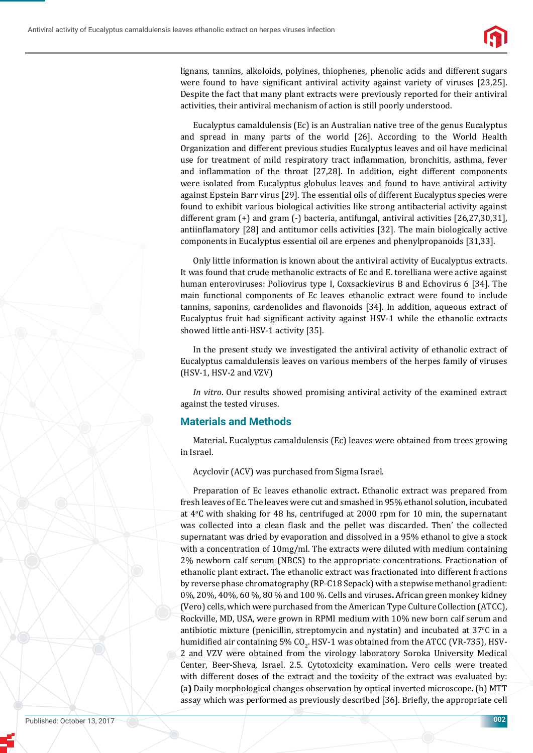lignans, tannins, alkoloids, polyines, thiophenes, phenolic acids and different sugars were found to have significant antiviral activity against variety of viruses [23,25]. Despite the fact that many plant extracts were previously reported for their antiviral activities, their antiviral mechanism of action is still poorly understood.

Eucalyptus camaldulensis (Ec) is an Australian native tree of the genus Eucalyptus and spread in many parts of the world [26]. According to the World Health Organization and different previous studies Eucalyptus leaves and oil have medicinal use for treatment of mild respiratory tract inflammation, bronchitis, asthma, fever and inflammation of the throat [27,28]. In addition, eight different components were isolated from Eucalyptus globulus leaves and found to have antiviral activity against Epstein Barr virus [29]. The essential oils of different Eucalyptus species were found to exhibit various biological activities like strong antibacterial activity against different gram (+) and gram (-) bacteria, antifungal, antiviral activities [26,27,30,31], antiinflamatory [28] and antitumor cells activities [32]. The main biologically active components in Eucalyptus essential oil are erpenes and phenylpropanoids [31,33].

Only little information is known about the antiviral activity of Eucalyptus extracts. It was found that crude methanolic extracts of Ec and E. torelliana were active against human enteroviruses: Poliovirus type I, Coxsackievirus B and Echovirus 6 [34]. The main functional components of Ec leaves ethanolic extract were found to include tannins, saponins, cardenolides and flavonoids [34]. In addition, aqueous extract of Eucalyptus fruit had significant activity against HSV-1 while the ethanolic extracts showed little anti-HSV-1 activity [35].

In the present study we investigated the antiviral activity of ethanolic extract of Eucalyptus camaldulensis leaves on various members of the herpes family of viruses (HSV-1, HSV-2 and VZV)

*In vitro*. Our results showed promising antiviral activity of the examined extract against the tested viruses.

## Materials and Methods

Material**.** Eucalyptus camaldulensis (Ec) leaves were obtained from trees growing in Israel.

Acyclovir (ACV) was purchased from Sigma Israel.

Preparation of Ec leaves ethanolic extract**.** Ethanolic extract was prepared from fresh leaves of Ec. The leaves were cut and smashed in 95% ethanol solution, incubated at 4°C with shaking for 48 hs, centrifuged at 2000 rpm for 10 min, the supernatant was collected into a clean flask and the pellet was discarded. Then' the collected supernatant was dried by evaporation and dissolved in a 95% ethanol to give a stock with a concentration of 10mg/ml. The extracts were diluted with medium containing 2% newborn calf serum (NBCS) to the appropriate concentrations. Fractionation of ethanolic plant extract**.** The ethanolic extract was fractionated into different fractions by reverse phase chromatography (RP-C18 Sepack) with a stepwise methanol gradient: 0%, 20%, 40%, 60 %, 80 % and 100 %. Cells and viruses**.** African green monkey kidney (Vero) cells, which were purchased from the American Type Culture Collection (ATCC), Rockville, MD, USA, were grown in RPMI medium with 10% new born calf serum and antibiotic mixture (penicillin, streptomycin and nystatin) and incubated at 37°C in a humidified air containing 5% $CO_2$. HSV-1 was obtained from the ATCC (VR-735), HSV-2 and VZV were obtained from the virology laboratory Soroka University Medical Center, Beer-Sheva, Israel. 2.5. Cytotoxicity examination**.** Vero cells were treated with different doses of the extract and the toxicity of the extract was evaluated by: (a**)** Daily morphological changes observation by optical inverted microscope. (b) MTT assay which was performed as previously described [36]. Briefly, the appropriate cell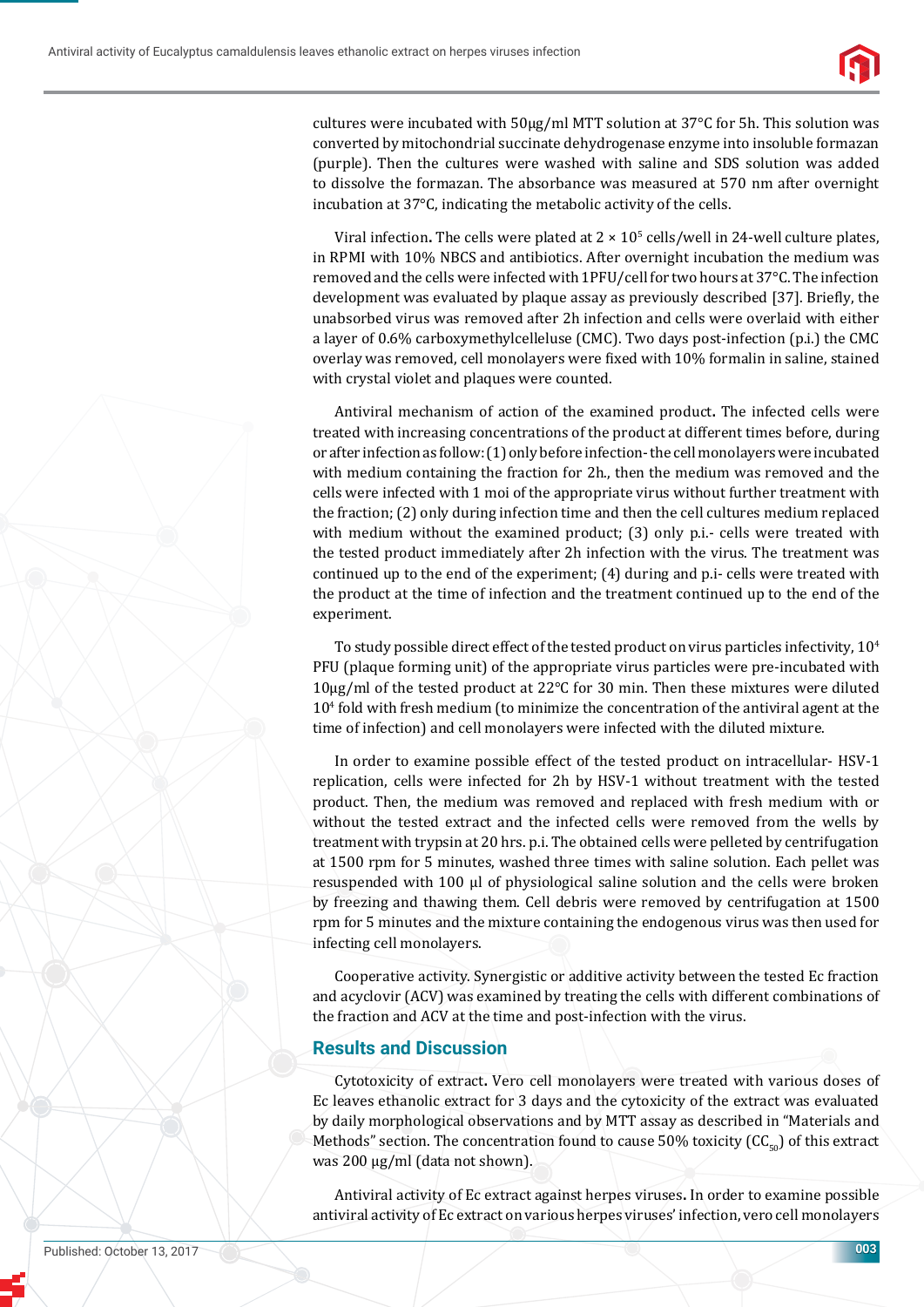cultures were incubated with 50μg/ml MTT solution at 37°C for 5h. This solution was converted by mitochondrial succinate dehydrogenase enzyme into insoluble formazan (purple). Then the cultures were washed with saline and SDS solution was added to dissolve the formazan. The absorbance was measured at 570 nm after overnight incubation at 37°C, indicating the metabolic activity of the cells.

Viral infection**.** The cells were plated at $2 \times 10^5$ cells/well in 24-well culture plates, in RPMI with 10% NBCS and antibiotics. After overnight incubation the medium was removed and the cells were infected with 1PFU/cell for two hours at 37°C. The infection development was evaluated by plaque assay as previously described [37]. Briefly, the unabsorbed virus was removed after 2h infection and cells were overlaid with either a layer of 0.6% carboxymethylcelleluse (CMC). Two days post-infection (p.i.) the CMC overlay was removed, cell monolayers were fixed with 10% formalin in saline, stained with crystal violet and plaques were counted.

Antiviral mechanism of action of the examined product**.** The infected cells were treated with increasing concentrations of the product at different times before, during or after infection as follow: (1) only before infection- the cell monolayers were incubated with medium containing the fraction for 2h., then the medium was removed and the cells were infected with 1 moi of the appropriate virus without further treatment with the fraction; (2) only during infection time and then the cell cultures medium replaced with medium without the examined product; (3) only p.i.- cells were treated with the tested product immediately after 2h infection with the virus. The treatment was continued up to the end of the experiment; (4) during and p.i- cells were treated with the product at the time of infection and the treatment continued up to the end of the experiment.

To study possible direct effect of the tested product on virus particles infectivity, $10^4$ PFU (plaque forming unit) of the appropriate virus particles were pre-incubated with 10μg/ml of the tested product at 22°C for 30 min. Then these mixtures were diluted $10^4$ fold with fresh medium (to minimize the concentration of the antiviral agent at the time of infection) and cell monolayers were infected with the diluted mixture.

In order to examine possible effect of the tested product on intracellular- HSV-1 replication, cells were infected for 2h by HSV-1 without treatment with the tested product. Then, the medium was removed and replaced with fresh medium with or without the tested extract and the infected cells were removed from the wells by treatment with trypsin at 20 hrs. p.i. The obtained cells were pelleted by centrifugation at 1500 rpm for 5 minutes, washed three times with saline solution. Each pellet was resuspended with 100 μl of physiological saline solution and the cells were broken by freezing and thawing them. Cell debris were removed by centrifugation at 1500 rpm for 5 minutes and the mixture containing the endogenous virus was then used for infecting cell monolayers.

Cooperative activity. Synergistic or additive activity between the tested Ec fraction and acyclovir (ACV) was examined by treating the cells with different combinations of the fraction and ACV at the time and post-infection with the virus.

## Results and Discussion

Cytotoxicity of extract**.** Vero cell monolayers were treated with various doses of Ec leaves ethanolic extract for 3 days and the cytoxicity of the extract was evaluated by daily morphological observations and by MTT assay as described in "Materials and Methods" section. The concentration found to cause 50% toxicity ($CC_{50}$) of this extract was 200 μg/ml (data not shown).

Antiviral activity of Ec extract against herpes viruses**.** In order to examine possible antiviral activity of Ec extract on various herpes viruses' infection, vero cell monolayers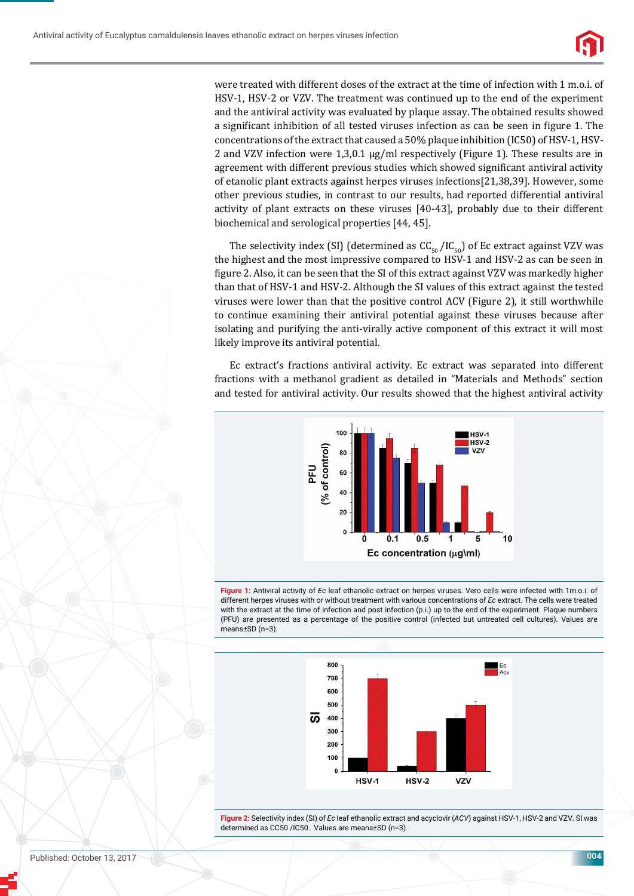were treated with different doses of the extract at the time of infection with 1 m.o.i. of HSV-1, HSV-2 or VZV. The treatment was continued up to the end of the experiment and the antiviral activity was evaluated by plaque assay. The obtained results showed a significant inhibition of all tested viruses infection as can be seen in figure 1. The concentrations of the extract that caused a 50% plaque inhibition (IC50) of HSV-1, HSV-2 and VZV infection were 1,3,0.1 μg/ml respectively (Figure 1). These results are in agreement with different previous studies which showed significant antiviral activity of etanolic plant extracts against herpes viruses infections[21,38,39]. However, some other previous studies, in contrast to our results, had reported differential antiviral activity of plant extracts on these viruses [40-43], probably due to their different biochemical and serological properties [44, 45].

The selectivity index (SI) (determined as $CC_{50}$ /$IC_{50}$) of Ec extract against VZV was the highest and the most impressive compared to HSV-1 and HSV-2 as can be seen in figure 2. Also, it can be seen that the SI of this extract against VZV was markedly higher than that of HSV-1 and HSV-2. Although the SI values of this extract against the tested viruses were lower than that the positive control ACV (Figure 2), it still worthwhile to continue examining their antiviral potential against these viruses because after isolating and purifying the anti-virally active component of this extract it will most likely improve its antiviral potential.

Ec extract's fractions antiviral activity. Ec extract was separated into different fractions with a methanol gradient as detailed in "Materials and Methods" section and tested for antiviral activity. Our results showed that the highest antiviral activity

**Figure 1:** Antiviral activity of *Ec* leaf ethanolic extract on herpes viruses. Vero cells were infected with 1m.o.i. of different herpes viruses with or without treatment with various concentrations of *Ec* extract. The cells were treated with the extract at the time of infection and post infection (p.i.) up to the end of the experiment. Plaque numbers (PFU) are presented as a percentage of the positive control (infected but untreated cell cultures). Values are means±SD (n=3).

**Figure 2:** Selectivity index (SI) of *Ec* leaf ethanolic extract and acyclovir (*ACV*) against HSV-1, HSV-2 and VZV. SI was determined as CC50 /IC50. Values are means±SD (n=3).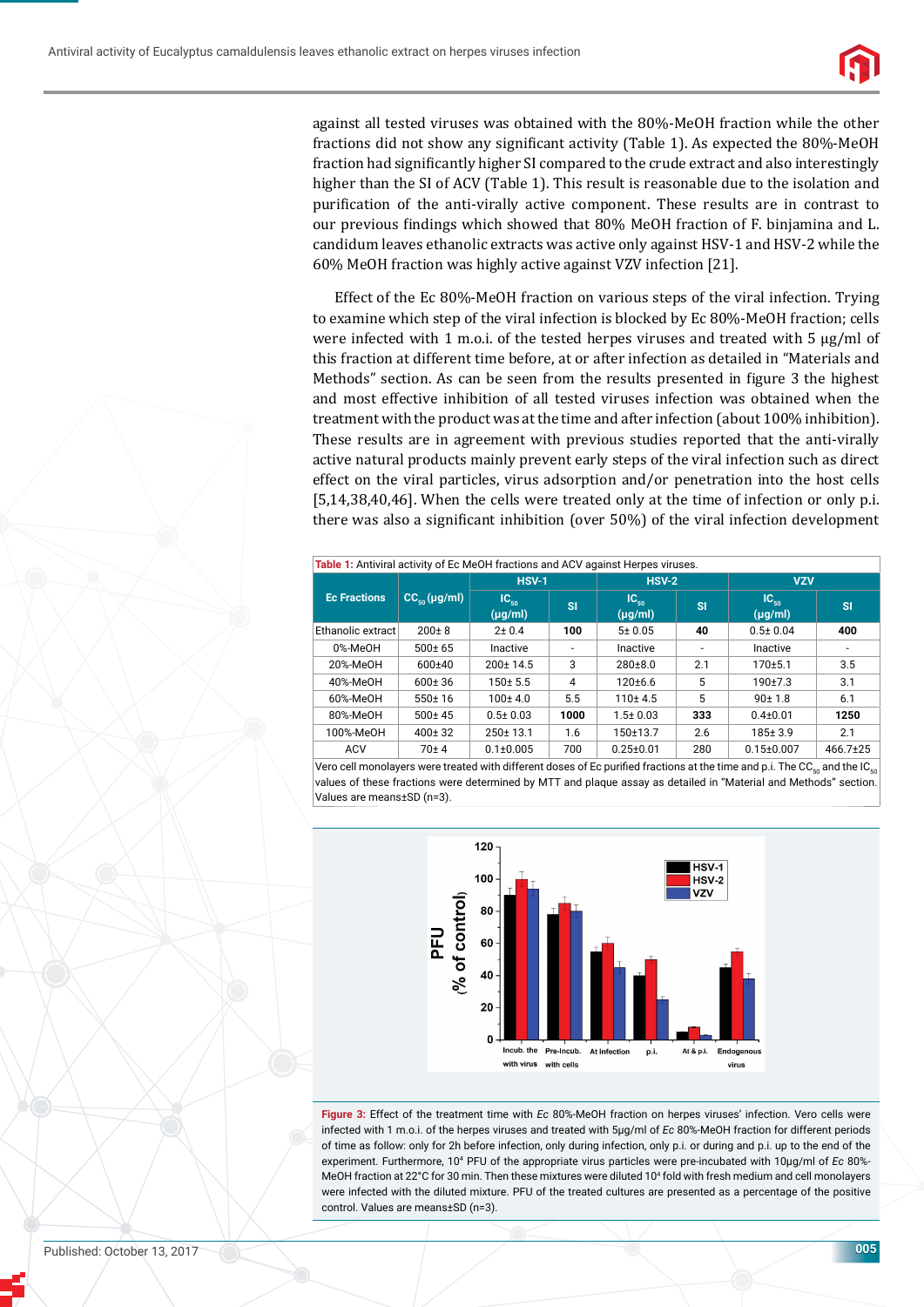against all tested viruses was obtained with the 80%-MeOH fraction while the other fractions did not show any significant activity (Table 1). As expected the 80%-MeOH fraction had significantly higher SI compared to the crude extract and also interestingly higher than the SI of ACV (Table 1). This result is reasonable due to the isolation and purification of the anti-virally active component. These results are in contrast to our previous findings which showed that 80% MeOH fraction of F. binjamina and L. candidum leaves ethanolic extracts was active only against HSV-1 and HSV-2 while the 60% MeOH fraction was highly active against VZV infection [21].

Effect of the Ec 80%-MeOH fraction on various steps of the viral infection. Trying to examine which step of the viral infection is blocked by Ec 80%-MeOH fraction; cells were infected with 1 m.o.i. of the tested herpes viruses and treated with 5 µg/ml of this fraction at different time before, at or after infection as detailed in "Materials and Methods" section. As can be seen from the results presented in figure 3 the highest and most effective inhibition of all tested viruses was obtained when the treatment with the product was at the time and after infection (about 100% inhibition). These results are in agreement with previous studies reported that the anti-virally active natural products mainly prevent early steps of the viral infection such as direct effect on the viral particles, virus adsorption and/or penetration into the host cells [5,14,38,40,46]. When the cells were treated only at the time of infection or only p.i. there was also a significant inhibition (over 50%) of the viral infection development

**Table 1:** Antiviral activity of Ec MeOH fractions and ACV against Herpes viruses.

| Ec Fractions | $CC_{50}$ (µg/ml) | HSV-1 | | HSV-2 | | VZV | |
|---|---|---|---|---|---|---|---|
| | | $IC_{50}$ (µg/ml) | SI | $IC_{50}$ (µg/ml) | SI | $IC_{50}$ (µg/ml) | SI |
| Ethanolic extract | 200± 8 | 2± 0.4 | **100** | 5± 0.05 | **40** | 0.5± 0.04 | **400** |
| 0%-MeOH | 500± 65 | Inactive | - | Inactive | - | Inactive | - |
| 20%-MeOH | 600±40 | 200± 14.5 | 3 | 280±8.0 | 2.1 | 170±5.1 | 3.5 |
| 40%-MeOH | 600± 36 | 150± 5.5 | 4 | 120±6.6 | 5 | 190±7.3 | 3.1 |
| 60%-MeOH | 550± 16 | 100± 4.0 | 5.5 | 110± 4.5 | 5 | 90± 1.8 | 6.1 |
| 80%-MeOH | 500± 45 | 0.5± 0.03 | **1000** | 1.5± 0.03 | **333** | 0.4±0.01 | **1250** |
| 100%-MeOH | 400± 32 | 250± 13.1 | 1.6 | 150±13.7 | 2.6 | 185± 3.9 | 2.1 |
| ACV | 70± 4 | 0.1±0.005 | 700 | 0.25±0.01 | 280 | 0.15±0.007 | 466.7±25 |

Vero cell monolayers were treated with different doses of Ec purified fractions at the time and p.i. The $CC_{50}$ and the $IC_{50}$ values of these fractions were determined by MTT and plaque assay as detailed in "Material and Methods" section. Values are means±SD (n=3).

**Figure 3:** Effect of the treatment time with *Ec* 80%-MeOH fraction on herpes viruses' infection. Vero cells were infected with 1 m.o.i. of the herpes viruses and treated with 5µg/ml of *Ec* 80%-MeOH fraction for different periods of time as follow: only for 2h before infection, only during infection, only p.i. or during and p.i. up to the end of the experiment. Furthermore, $10^4$ PFU of the appropriate virus particles were pre-incubated with 10µg/ml of *Ec* 80%-MeOH fraction at 22°C for 30 min. Then these mixtures were diluted $10^4$ fold with fresh medium and cell monolayers were infected with the diluted mixture. PFU of the treated cultures are presented as a percentage of the positive control. Values are means±SD (n=3).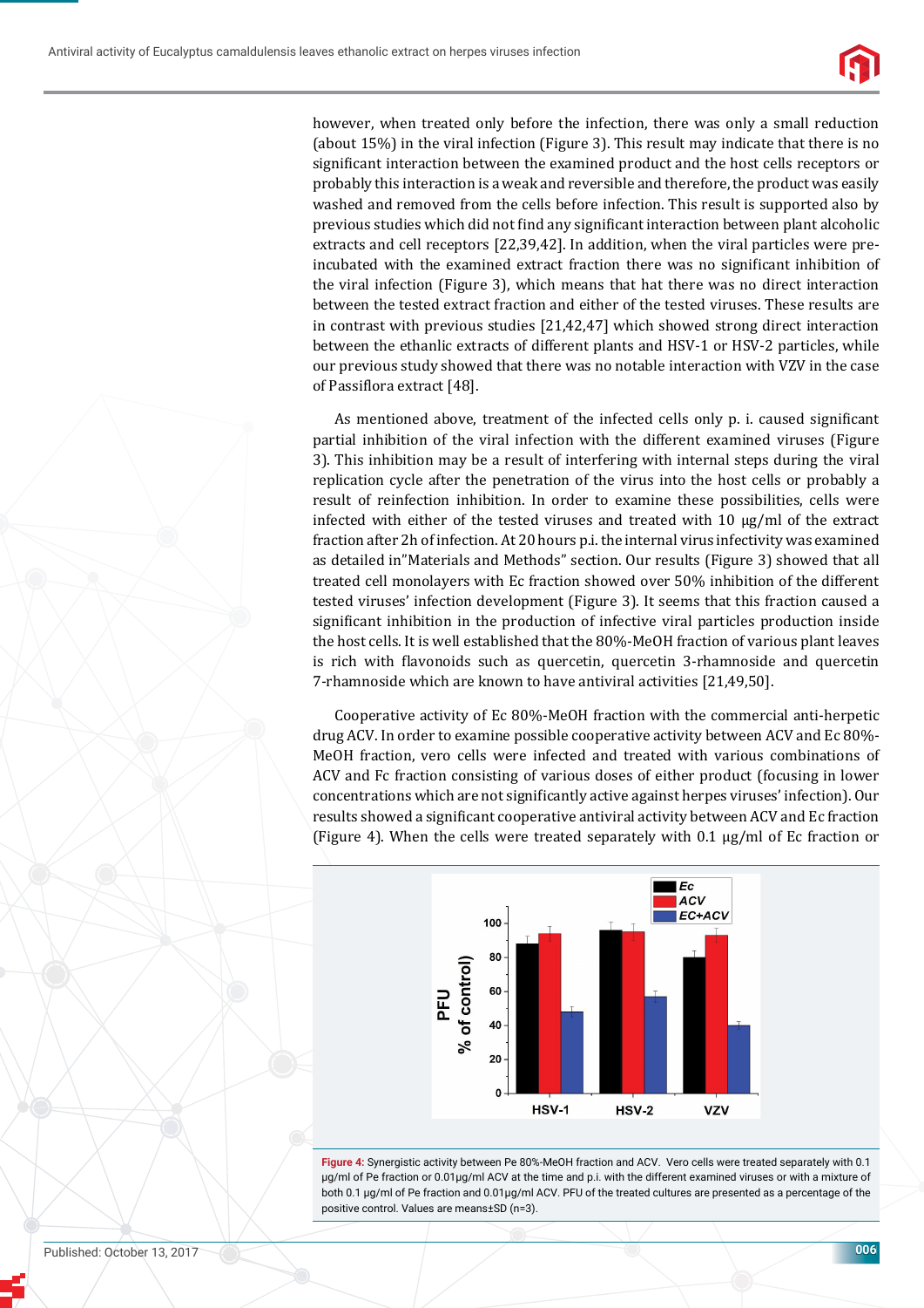however, when treated only before the infection, there was only a small reduction (about 15%) in the viral infection (Figure 3). This result may indicate that there is no significant interaction between the examined product and the host cells receptors or probably this interaction is a weak and reversible and therefore, the product was easily washed and removed from the cells before infection. This result is supported also by previous studies which did not find any significant interaction between plant alcoholic extracts and cell receptors [22,39,42]. In addition, when the viral particles were pre-incubated with the examined extract fraction there was no significant inhibition of the viral infection (Figure 3), which means that hat there was no direct interaction between the tested extract fraction and either of the tested viruses. These results are in contrast with previous studies [21,42,47] which showed strong direct interaction between the ethanlic extracts of different plants and HSV-1 or HSV-2 particles, while our previous study showed that there was no notable interaction with VZV in the case of Passiflora extract [48].

As mentioned above, treatment of the infected cells only p. i. caused significant partial inhibition of the viral infection with the different examined viruses (Figure 3). This inhibition may be a result of interfering with internal steps during the viral replication cycle after the penetration of the virus into the host cells or probably a result of reinfection inhibition. In order to examine these possibilities, cells were infected with either of the tested viruses and treated with 10 µg/ml of the extract fraction after 2h of infection. At 20 hours p.i. the internal virus infectivity was examined as detailed in"Materials and Methods" section. Our results (Figure 3) showed that all treated cell monolayers with Ec fraction showed over 50% inhibition of the different tested viruses' infection development (Figure 3). It seems that this fraction caused a significant inhibition in the production of infective viral particles production inside the host cells. It is well established that the 80%-MeOH fraction of various plant leaves is rich with flavonoids such as quercetin, quercetin 3-rhamnoside and quercetin 7-rhamnoside which are known to have antiviral activities [21,49,50].

Cooperative activity of Ec 80%-MeOH fraction with the commercial anti-herpetic drug ACV. In order to examine possible cooperative activity between ACV and Ec 80%-MeOH fraction, vero cells were infected and treated with various combinations of ACV and Fc fraction consisting of various doses of either product (focusing in lower concentrations which are not significantly active against herpes viruses' infection). Our results showed a significant cooperative antiviral activity between ACV and Ec fraction (Figure 4). When the cells were treated separately with 0.1 µg/ml of Ec fraction or

Figure 4: Synergistic activity between Pe 80%-MeOH fraction and ACV. Vero cells were treated separately with 0.1 µg/ml of Pe fraction or 0.01µg/ml ACV at the time and p.i. with the different examined viruses or with a mixture of both 0.1 µg/ml of Pe fraction and 0.01µg/ml ACV. PFU of the treated cultures are presented as a percentage of the positive control. Values are means±SD (n=3).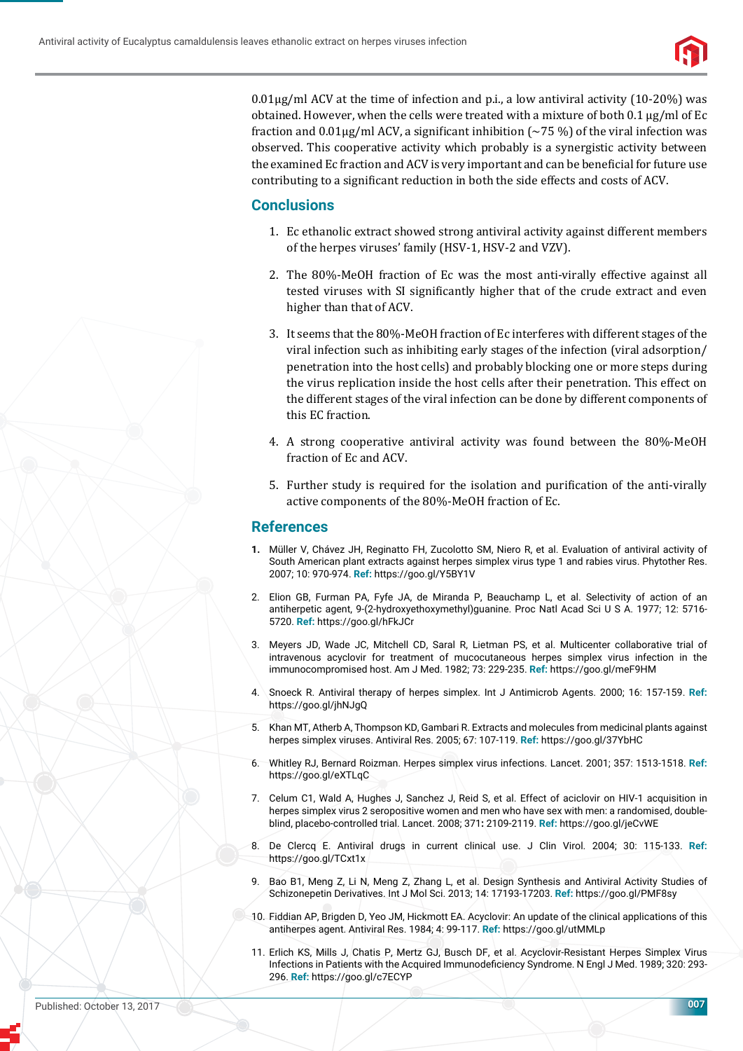0.01µg/ml ACV at the time of infection and p.i., a low antiviral activity (10-20%) was obtained. However, when the cells were treated with a mixture of both 0.1 µg/ml of Ec fraction and 0.01µg/ml ACV, a significant inhibition (~75 %) of the viral infection was observed. This cooperative activity which probably is a synergistic activity between the examined Ec fraction and ACV is very important and can be beneficial for future use contributing to a significant reduction in both the side effects and costs of ACV.

## Conclusions

1. Ec ethanolic extract showed strong antiviral activity against different members of the herpes viruses' family (HSV-1, HSV-2 and VZV).

2. The 80%-MeOH fraction of Ec was the most anti-virally effective against all tested viruses with SI significantly higher that of the crude extract and even higher than that of ACV.

3. It seems that the 80%-MeOH fraction of Ec interferes with different stages of the viral infection such as inhibiting early stages of the infection (viral adsorption/penetration into the host cells) and probably blocking one or more steps during the virus replication inside the host cells after their penetration. This effect on the different stages of the viral infection can be done by different components of this EC fraction.

4. A strong cooperative antiviral activity was found between the 80%-MeOH fraction of Ec and ACV.

5. Further study is required for the isolation and purification of the anti-virally active components of the 80%-MeOH fraction of Ec.

## References

1. Müller V, Chávez JH, Reginatto FH, Zucolotto SM, Niero R, et al. Evaluation of antiviral activity of South American plant extracts against herpes simplex virus type 1 and rabies virus. Phytother Res. 2007; 10: 970-974. **Ref:** https://goo.gl/Y5BY1V

2. Elion GB, Furman PA, Fyfe JA, de Miranda P, Beauchamp L, et al. Selectivity of action of an antiherpetic agent, 9-(2-hydroxyethoxymethyl)guanine. Proc Natl Acad Sci U S A. 1977; 12: 5716-5720. **Ref:** https://goo.gl/hFkJCr

3. Meyers JD, Wade JC, Mitchell CD, Saral R, Lietman PS, et al. Multicenter collaborative trial of intravenous acyclovir for treatment of mucocutaneous herpes simplex virus infection in the immunocompromised host. Am J Med. 1982; 73: 229-235. **Ref:** https://goo.gl/meF9HM

4. Snoeck R. Antiviral therapy of herpes simplex. Int J Antimicrob Agents. 2000; 16: 157-159. **Ref:** https://goo.gl/jhNJgQ

5. Khan MT, Atherb A, Thompson KD, Gambari R. Extracts and molecules from medicinal plants against herpes simplex viruses. Antiviral Res. 2005; 67: 107-119. **Ref:** https://goo.gl/37YbHC

6. Whitley RJ, Bernard Roizman. Herpes simplex virus infections. Lancet. 2001; 357: 1513-1518. **Ref:** https://goo.gl/eXTLqC

7. Celum C1, Wald A, Hughes J, Sanchez J, Reid S, et al. Effect of aciclovir on HIV-1 acquisition in herpes simplex virus 2 seropositive women and men who have sex with men: a randomised, double-blind, placebo-controlled trial. Lancet. 2008; 371**:** 2109-2119. **Ref:** https://goo.gl/jeCvWE

8. De Clercq E. Antiviral drugs in current clinical use. J Clin Virol. 2004; 30: 115-133. **Ref:** https://goo.gl/TCxt1x

9. Bao B1, Meng Z, Li N, Meng Z, Zhang L, et al. Design Synthesis and Antiviral Activity Studies of Schizonepetin Derivatives. Int J Mol Sci. 2013; 14: 17193-17203. **Ref:** https://goo.gl/PMF8sy

10. Fiddian AP, Brigden D, Yeo JM, Hickmott EA. Acyclovir: An update of the clinical applications of this antiherpes agent. Antiviral Res. 1984; 4: 99-117. **Ref:** https://goo.gl/utMMLp

11. Erlich KS, Mills J, Chatis P, Mertz GJ, Busch DF, et al. Acyclovir-Resistant Herpes Simplex Virus Infections in Patients with the Acquired Immunodeficiency Syndrome. N Engl J Med. 1989; 320: 293-296. **Ref:** https://goo.gl/c7ECYP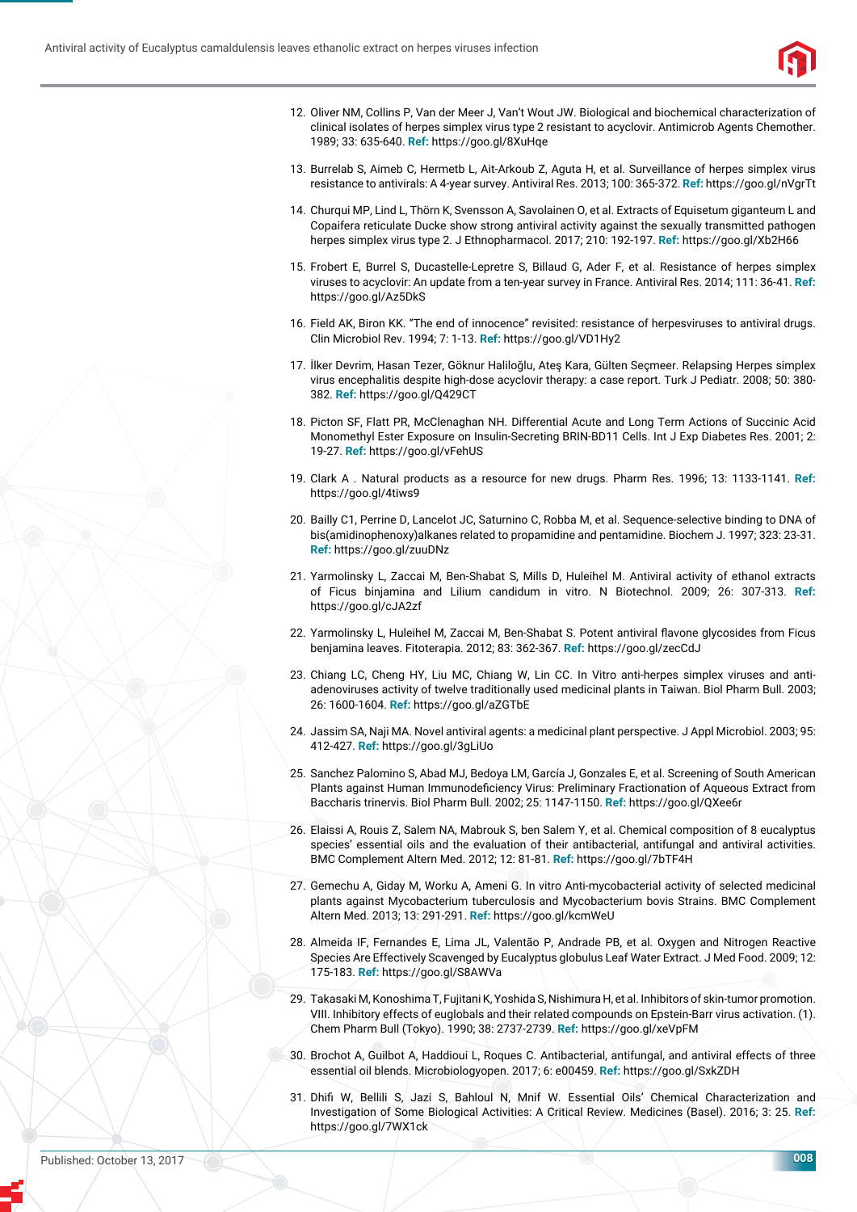12. Oliver NM, Collins P, Van der Meer J, Van't Wout JW. Biological and biochemical characterization of clinical isolates of herpes simplex virus type 2 resistant to acyclovir. Antimicrob Agents Chemother. 1989; 33: 635-640. **Ref:** https://goo.gl/8XuHqe

13. Burrelab S, Aimeb C, Hermetb L, Ait-Arkoub Z, Aguta H, et al. Surveillance of herpes simplex virus resistance to antivirals: A 4-year survey. Antiviral Res. 2013; 100: 365-372. **Ref:** https://goo.gl/nVgrTt

14. Churqui MP, Lind L, Thörn K, Svensson A, Savolainen O, et al. Extracts of Equisetum giganteum L and Copaifera reticulate Ducke show strong antiviral activity against the sexually transmitted pathogen herpes simplex virus type 2. J Ethnopharmacol. 2017; 210: 192-197. **Ref:** https://goo.gl/Xb2H66

15. Frobert E, Burrel S, Ducastelle-Lepretre S, Billaud G, Ader F, et al. Resistance of herpes simplex viruses to acyclovir: An update from a ten-year survey in France. Antiviral Res. 2014; 111: 36-41. **Ref:** https://goo.gl/Az5DkS

16. Field AK, Biron KK. "The end of innocence" revisited: resistance of herpesviruses to antiviral drugs. Clin Microbiol Rev. 1994; 7: 1-13. **Ref:** https://goo.gl/VD1Hy2

17. İlker Devrim, Hasan Tezer, Göknur Haliloğlu, Ateş Kara, Gülten Seçmeer. Relapsing Herpes simplex virus encephalitis despite high-dose acyclovir therapy: a case report. Turk J Pediatr. 2008; 50: 380-382. **Ref:** https://goo.gl/Q429CT

18. Picton SF, Flatt PR, McClenaghan NH. Differential Acute and Long Term Actions of Succinic Acid Monomethyl Ester Exposure on Insulin-Secreting BRIN-BD11 Cells. Int J Exp Diabetes Res. 2001; 2: 19-27. **Ref:** https://goo.gl/vFehUS

19. Clark A . Natural products as a resource for new drugs. Pharm Res. 1996; 13: 1133-1141. **Ref:** https://goo.gl/4tiws9

20. Bailly C1, Perrine D, Lancelot JC, Saturnino C, Robba M, et al. Sequence-selective binding to DNA of bis(amidinophenoxy)alkanes related to propamidine and pentamidine. Biochem J. 1997; 323: 23-31. **Ref:** https://goo.gl/zuuDNz

21. Yarmolinsky L, Zaccai M, Ben-Shabat S, Mills D, Huleihel M. Antiviral activity of ethanol extracts of Ficus binjamina and Lilium candidum in vitro. N Biotechnol. 2009; 26: 307-313. **Ref:** https://goo.gl/cJA2zf

22. Yarmolinsky L, Huleihel M, Zaccai M, Ben-Shabat S. Potent antiviral flavone glycosides from Ficus benjamina leaves. Fitoterapia. 2012; 83: 362-367. **Ref:** https://goo.gl/zecCdJ

23. Chiang LC, Cheng HY, Liu MC, Chiang W, Lin CC. In Vitro anti-herpes simplex viruses and anti-adenoviruses activity of twelve traditionally used medicinal plants in Taiwan. Biol Pharm Bull. 2003; 26: 1600-1604. **Ref:** https://goo.gl/aZGTbE

24. Jassim SA, Naji MA. Novel antiviral agents: a medicinal plant perspective. J Appl Microbiol. 2003; 95: 412-427. **Ref:** https://goo.gl/3gLiUo

25. Sanchez Palomino S, Abad MJ, Bedoya LM, García J, Gonzales E, et al. Screening of South American Plants against Human Immunodeficiency Virus: Preliminary Fractionation of Aqueous Extract from Baccharis trinervis. Biol Pharm Bull. 2002; 25: 1147-1150. **Ref:** https://goo.gl/QXee6r

26. Elaissi A, Rouis Z, Salem NA, Mabrouk S, ben Salem Y, et al. Chemical composition of 8 eucalyptus species' essential oils and the evaluation of their antibacterial, antifungal and antiviral activities. BMC Complement Altern Med. 2012; 12: 81-81. **Ref:** https://goo.gl/7bTF4H

27. Gemechu A, Giday M, Worku A, Ameni G. In vitro Anti-mycobacterial activity of selected medicinal plants against Mycobacterium tuberculosis and Mycobacterium bovis Strains. BMC Complement Altern Med. 2013; 13: 291-291. **Ref:** https://goo.gl/kcmWeU

28. Almeida IF, Fernandes E, Lima JL, Valentão P, Andrade PB, et al. Oxygen and Nitrogen Reactive Species Are Effectively Scavenged by Eucalyptus globulus Leaf Water Extract. J Med Food. 2009; 12: 175-183. **Ref:** https://goo.gl/S8AWVa

29. Takasaki M, Konoshima T, Fujitani K, Yoshida S, Nishimura H, et al. Inhibitors of skin-tumor promotion. VIII. Inhibitory effects of euglobals and their related compounds on Epstein-Barr virus activation. (1). Chem Pharm Bull (Tokyo). 1990; 38: 2737-2739. **Ref:** https://goo.gl/xeVpFM

30. Brochot A, Guilbot A, Haddioui L, Roques C. Antibacterial, antifungal, and antiviral effects of three essential oil blends. Microbiologyopen. 2017; 6: e00459. **Ref:** https://goo.gl/SxkZDH

31. Dhifi W, Bellili S, Jazi S, Bahloul N, Mnif W. Essential Oils' Chemical Characterization and Investigation of Some Biological Activities: A Critical Review. Medicines (Basel). 2016; 3: 25. **Ref:** https://goo.gl/7WX1ck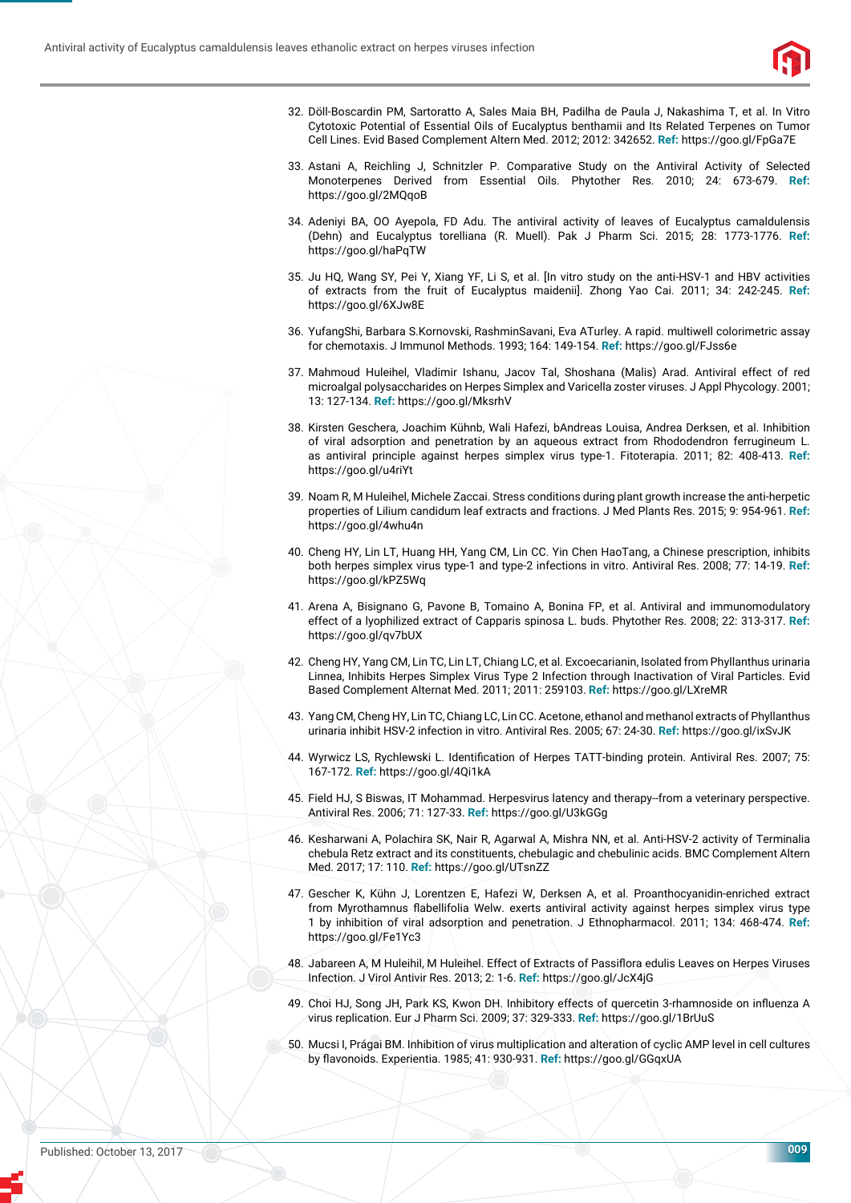32. Döll-Boscardin PM, Sartoratto A, Sales Maia BH, Padilha de Paula J, Nakashima T, et al. In Vitro Cytotoxic Potential of Essential Oils of Eucalyptus benthamii and Its Related Terpenes on Tumor Cell Lines. Evid Based Complement Altern Med. 2012; 2012: 342652. **Ref:** https://goo.gl/FpGa7E

33. Astani A, Reichling J, Schnitzler P. Comparative Study on the Antiviral Activity of Selected Monoterpenes Derived from Essential Oils. Phytother Res. 2010; 24: 673-679. **Ref:** https://goo.gl/2MQqoB

34. Adeniyi BA, OO Ayepola, FD Adu. The antiviral activity of leaves of Eucalyptus camaldulensis (Dehn) and Eucalyptus torelliana (R. Muell). Pak J Pharm Sci. 2015; 28: 1773-1776. **Ref:** https://goo.gl/haPqTW

35. Ju HQ, Wang SY, Pei Y, Xiang YF, Li S, et al. [In vitro study on the anti-HSV-1 and HBV activities of extracts from the fruit of Eucalyptus maidenii]. Zhong Yao Cai. 2011; 34: 242-245. **Ref:** https://goo.gl/6XJw8E

36. YufangShi, Barbara S.Kornovski, RashminSavani, Eva ATurley. A rapid. multiwell colorimetric assay for chemotaxis. J Immunol Methods. 1993; 164: 149-154. **Ref:** https://goo.gl/FJss6e

37. Mahmoud Huleihel, Vladimir Ishanu, Jacov Tal, Shoshana (Malis) Arad. Antiviral effect of red microalgal polysaccharides on Herpes Simplex and Varicella zoster viruses. J Appl Phycology. 2001; 13: 127-134. **Ref:** https://goo.gl/MksrhV

38. Kirsten Geschera, Joachim Kühnb, Wali Hafezi, bAndreas Louisa, Andrea Derksen, et al. Inhibition of viral adsorption and penetration by an aqueous extract from Rhododendron ferrugineum L. as antiviral principle against herpes simplex virus type-1. Fitoterapia. 2011; 82: 408-413. **Ref:** https://goo.gl/u4riYt

39. Noam R, M Huleihel, Michele Zaccai. Stress conditions during plant growth increase the anti-herpetic properties of Lilium candidum leaf extracts and fractions. J Med Plants Res. 2015; 9: 954-961. **Ref:** https://goo.gl/4whu4n

40. Cheng HY, Lin LT, Huang HH, Yang CM, Lin CC. Yin Chen HaoTang, a Chinese prescription, inhibits both herpes simplex virus type-1 and type-2 infections in vitro. Antiviral Res. 2008; 77: 14-19. **Ref:** https://goo.gl/kPZ5Wq

41. Arena A, Bisignano G, Pavone B, Tomaino A, Bonina FP, et al. Antiviral and immunomodulatory effect of a lyophilized extract of Capparis spinosa L. buds. Phytother Res. 2008; 22: 313-317. **Ref:** https://goo.gl/qv7bUX

42. Cheng HY, Yang CM, Lin TC, Lin LT, Chiang LC, et al. Excoecarianin, Isolated from Phyllanthus urinaria Linnea, Inhibits Herpes Simplex Virus Type 2 Infection through Inactivation of Viral Particles. Evid Based Complement Alternat Med. 2011; 2011: 259103. **Ref:** https://goo.gl/LXreMR

43. Yang CM, Cheng HY, Lin TC, Chiang LC, Lin CC. Acetone, ethanol and methanol extracts of Phyllanthus urinaria inhibit HSV-2 infection in vitro. Antiviral Res. 2005; 67: 24-30. **Ref:** https://goo.gl/ixSvJK

44. Wyrwicz LS, Rychlewski L. Identification of Herpes TATT-binding protein. Antiviral Res. 2007; 75: 167-172. **Ref:** https://goo.gl/4Qi1kA

45. Field HJ, S Biswas, IT Mohammad. Herpesvirus latency and therapy--from a veterinary perspective. Antiviral Res. 2006; 71: 127-33. **Ref:** https://goo.gl/U3kGGg

46. Kesharwani A, Polachira SK, Nair R, Agarwal A, Mishra NN, et al. Anti-HSV-2 activity of Terminalia chebula Retz extract and its constituents, chebulagic and chebulinic acids. BMC Complement Altern Med. 2017; 17: 110. **Ref:** https://goo.gl/UTsnZZ

47. Gescher K, Kühn J, Lorentzen E, Hafezi W, Derksen A, et al. Proanthocyanidin-enriched extract from Myrothamnus flabellifolia Welw. exerts antiviral activity against herpes simplex virus type 1 by inhibition of viral adsorption and penetration. J Ethnopharmacol. 2011; 134: 468-474. **Ref:** https://goo.gl/Fe1Yc3

48. Jabareen A, M Huleihil, M Huleihel. Effect of Extracts of Passiflora edulis Leaves on Herpes Viruses Infection. J Virol Antivir Res. 2013; 2: 1-6. **Ref:** https://goo.gl/JcX4jG

49. Choi HJ, Song JH, Park KS, Kwon DH. Inhibitory effects of quercetin 3-rhamnoside on influenza A virus replication. Eur J Pharm Sci. 2009; 37: 329-333. **Ref:** https://goo.gl/1BrUuS

50. Mucsi I, Prágai BM. Inhibition of virus multiplication and alteration of cyclic AMP level in cell cultures by flavonoids. Experientia. 1985; 41: 930-931. **Ref:** https://goo.gl/GGqxUA

Published: October 13, 2017